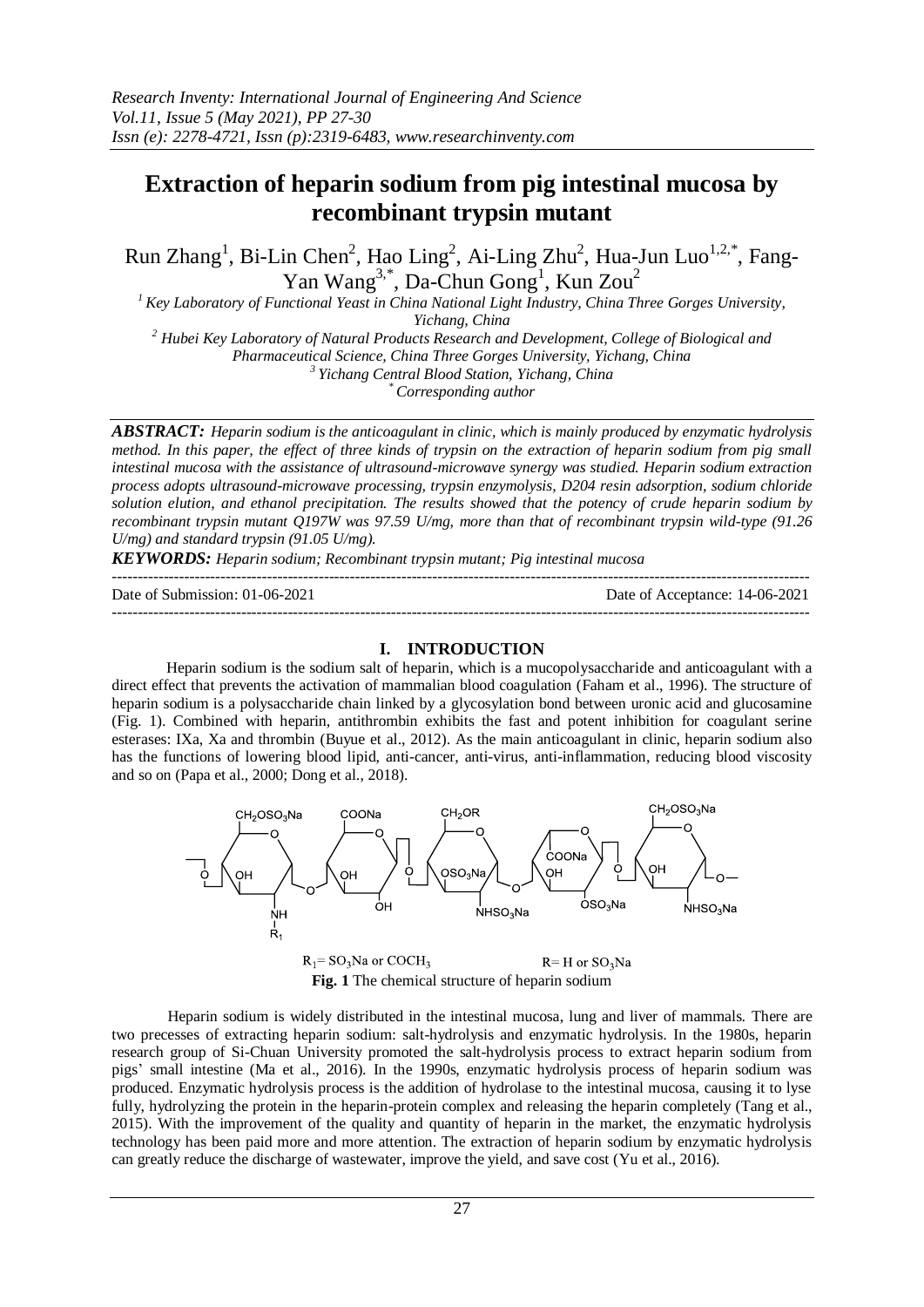# Extraction of heparin sodium from pig intestinal mucosa by recombinant trypsin mutant

Run Zhang[1], Bi-Lin Chen[2], Hao Ling[2], Ai-Ling Zhu[2], Hua-Jun Luo[1,2,*], Fang-Yan Wang[3,*], Da-Chun Gong[1], Kun Zou[2]

[1] Key Laboratory of Functional Yeast in China National Light Industry, China Three Gorges University, Yichang, China

[2] Hubei Key Laboratory of Natural Products Research and Development, College of Biological and Pharmaceutical Science, China Three Gorges University, Yichang, China

[3] Yichang Central Blood Station, Yichang, China

[*] Corresponding author

***ABSTRACT:*** *Heparin sodium is the anticoagulant in clinic, which is mainly produced by enzymatic hydrolysis method. In this paper, the effect of three kinds of trypsin on the extraction of heparin sodium from pig small intestinal mucosa with the assistance of ultrasound-microwave synergy was studied. Heparin sodium extraction process adopts ultrasound-microwave processing, trypsin enzymolysis, D204 resin adsorption, sodium chloride solution elution, and ethanol precipitation. The results showed that the potency of crude heparin sodium by recombinant trypsin mutant Q197W was 97.59 U/mg, more than that of recombinant trypsin wild-type (91.26 U/mg) and standard trypsin (91.05 U/mg).*

***KEYWORDS:*** *Heparin sodium; Recombinant trypsin mutant; Pig intestinal mucosa*

---

Date of Submission: 01-06-2021 | Date of Acceptance: 14-06-2021

---

## I. INTRODUCTION

Heparin sodium is the sodium salt of heparin, which is a mucopolysaccharide and anticoagulant with a direct effect that prevents the activation of mammalian blood coagulation (Faham et al., 1996). The structure of heparin sodium is a polysaccharide chain linked by a glycosylation bond between uronic acid and glucosamine (Fig. 1). Combined with heparin, antithrombin exhibits the fast and potent inhibition for coagulant serine esterases: IXa, Xa and thrombin (Buyue et al., 2012). As the main anticoagulant in clinic, heparin sodium also has the functions of lowering blood lipid, anti-cancer, anti-virus, anti-inflammation, reducing blood viscosity and so on (Papa et al., 2000; Dong et al., 2018).

$R_1 = SO_3Na$ or $COCH_3$ $\quad$ $R = H$ or $SO_3Na$

**Fig. 1** The chemical structure of heparin sodium

Heparin sodium is widely distributed in the intestinal mucosa, lung and liver of mammals. There are two precesses of extracting heparin sodium: salt-hydrolysis and enzymatic hydrolysis. In the 1980s, heparin research group of Si-Chuan University promoted the salt-hydrolysis process to extract heparin sodium from pigs' small intestine (Ma et al., 2016). In the 1990s, enzymatic hydrolysis process of heparin sodium was produced. Enzymatic hydrolysis process is the addition of hydrolase to the intestinal mucosa, causing it to lyse fully, hydrolyzing the protein in the heparin-protein complex and releasing the heparin completely (Tang et al., 2015). With the improvement of the quality and quantity of heparin in the market, the enzymatic hydrolysis technology has been paid more and more attention. The extraction of heparin sodium by enzymatic hydrolysis can greatly reduce the discharge of wastewater, improve the yield, and save cost (Yu et al., 2016).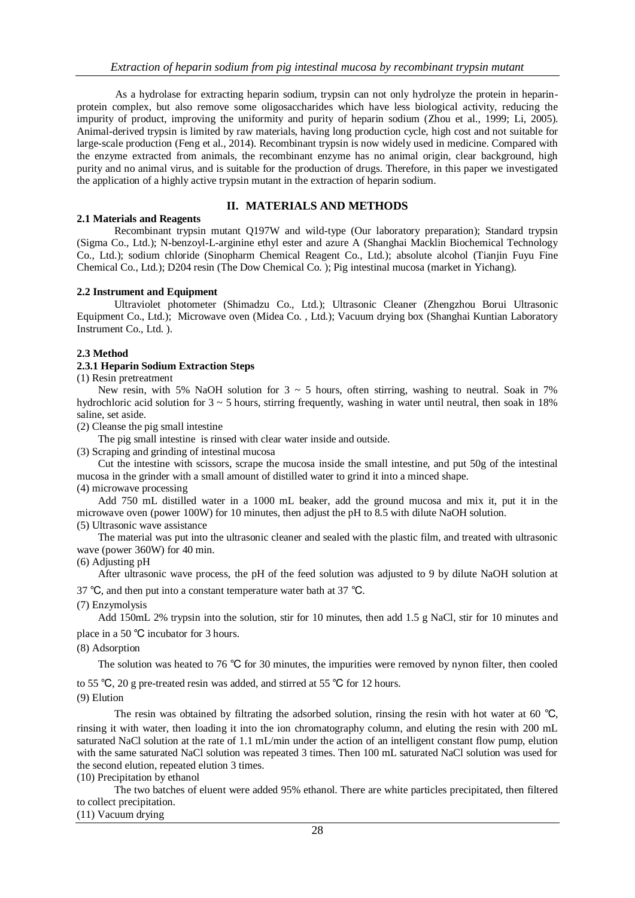As a hydrolase for extracting heparin sodium, trypsin can not only hydrolyze the protein in heparin-protein complex, but also remove some oligosaccharides which have less biological activity, reducing the impurity of product, improving the uniformity and purity of heparin sodium (Zhou et al., 1999; Li, 2005). Animal-derived trypsin is limited by raw materials, having long production cycle, high cost and not suitable for large-scale production (Feng et al., 2014). Recombinant trypsin is now widely used in medicine. Compared with the enzyme extracted from animals, the recombinant enzyme has no animal origin, clear background, high purity and no animal virus, and is suitable for the production of drugs. Therefore, in this paper we investigated the application of a highly active trypsin mutant in the extraction of heparin sodium.

## II. MATERIALS AND METHODS

### 2.1 Materials and Reagents

Recombinant trypsin mutant Q197W and wild-type (Our laboratory preparation); Standard trypsin (Sigma Co., Ltd.); N-benzoyl-L-arginine ethyl ester and azure A (Shanghai Macklin Biochemical Technology Co., Ltd.); sodium chloride (Sinopharm Chemical Reagent Co., Ltd.); absolute alcohol (Tianjin Fuyu Fine Chemical Co., Ltd.); D204 resin (The Dow Chemical Co. ); Pig intestinal mucosa (market in Yichang).

### 2.2 Instrument and Equipment

Ultraviolet photometer (Shimadzu Co., Ltd.); Ultrasonic Cleaner (Zhengzhou Borui Ultrasonic Equipment Co., Ltd.); Microwave oven (Midea Co. , Ltd.); Vacuum drying box (Shanghai Kuntian Laboratory Instrument Co., Ltd. ).

### 2.3 Method

#### 2.3.1 Heparin Sodium Extraction Steps

(1) Resin pretreatment

New resin, with 5% NaOH solution for 3 ~ 5 hours, often stirring, washing to neutral. Soak in 7% hydrochloric acid solution for 3 ~ 5 hours, stirring frequently, washing in water until neutral, then soak in 18% saline, set aside.

(2) Cleanse the pig small intestine

The pig small intestine is rinsed with clear water inside and outside.

(3) Scraping and grinding of intestinal mucosa

Cut the intestine with scissors, scrape the mucosa inside the small intestine, and put 50g of the intestinal mucosa in the grinder with a small amount of distilled water to grind it into a minced shape.

(4) microwave processing

Add 750 mL distilled water in a 1000 mL beaker, add the ground mucosa and mix it, put it in the microwave oven (power 100W) for 10 minutes, then adjust the pH to 8.5 with dilute NaOH solution.

(5) Ultrasonic wave assistance

The material was put into the ultrasonic cleaner and sealed with the plastic film, and treated with ultrasonic wave (power 360W) for 40 min.

(6) Adjusting pH

After ultrasonic wave process, the pH of the feed solution was adjusted to 9 by dilute NaOH solution at 37 ℃, and then put into a constant temperature water bath at 37 ℃.

(7) Enzymolysis

Add 150mL 2% trypsin into the solution, stir for 10 minutes, then add 1.5 g NaCl, stir for 10 minutes and place in a 50 ℃ incubator for 3 hours.

(8) Adsorption

The solution was heated to 76 ℃ for 30 minutes, the impurities were removed by nynon filter, then cooled to 55 ℃, 20 g pre-treated resin was added, and stirred at 55 ℃ for 12 hours.

(9) Elution

The resin was obtained by filtrating the adsorbed solution, rinsing the resin with hot water at 60 ℃, rinsing it with water, then loading it into the ion chromatography column, and eluting the resin with 200 mL saturated NaCl solution at the rate of 1.1 mL/min under the action of an intelligent constant flow pump, elution with the same saturated NaCl solution was repeated 3 times. Then 100 mL saturated NaCl solution was used for the second elution, repeated elution 3 times.

(10) Precipitation by ethanol

The two batches of eluent were added 95% ethanol. There are white particles precipitated, then filtered to collect precipitation.

(11) Vacuum drying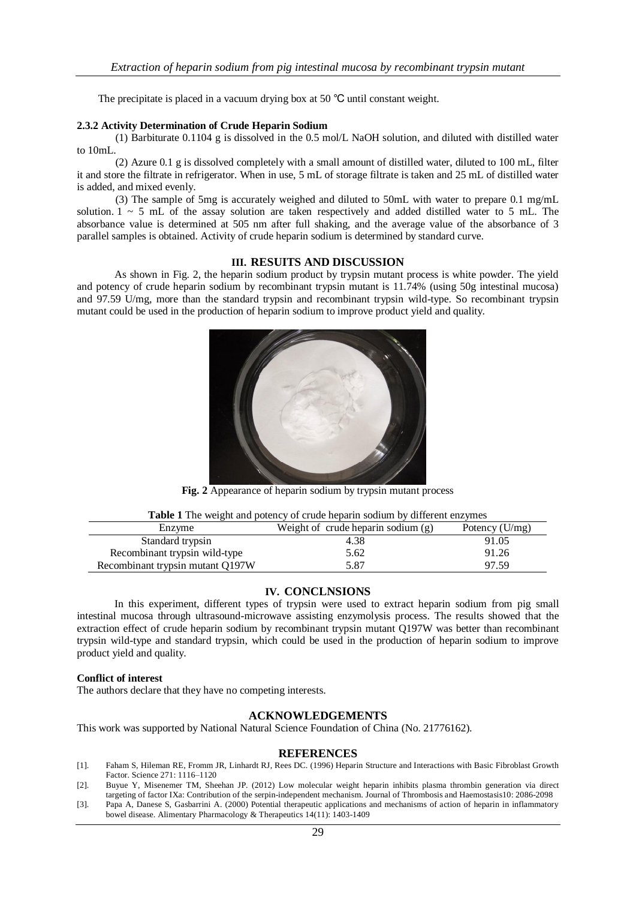The precipitate is placed in a vacuum drying box at 50 ℃ until constant weight.

**2.3.2 Activity Determination of Crude Heparin Sodium**

(1) Barbiturate 0.1104 g is dissolved in the 0.5 mol/L NaOH solution, and diluted with distilled water to 10mL.

(2) Azure 0.1 g is dissolved completely with a small amount of distilled water, diluted to 100 mL, filter it and store the filtrate in refrigerator. When in use, 5 mL of storage filtrate is taken and 25 mL of distilled water is added, and mixed evenly.

(3) The sample of 5mg is accurately weighed and diluted to 50mL with water to prepare 0.1 mg/mL solution. 1 ~ 5 mL of the assay solution are taken respectively and added distilled water to 5 mL. The absorbance value is determined at 505 nm after full shaking, and the average value of the absorbance of 3 parallel samples is obtained. Activity of crude heparin sodium is determined by standard curve.

## III. RESUITS AND DISCUSSION

As shown in Fig. 2, the heparin sodium product by trypsin mutant process is white powder. The yield and potency of crude heparin sodium by recombinant trypsin mutant is 11.74% (using 50g intestinal mucosa) and 97.59 U/mg, more than the standard trypsin and recombinant trypsin wild-type. So recombinant trypsin mutant could be used in the production of heparin sodium to improve product yield and quality.

**Fig. 2** Appearance of heparin sodium by trypsin mutant process

**Table 1** The weight and potency of crude heparin sodium by different enzymes

| Enzyme | Weight of crude heparin sodium (g) | Potency (U/mg) |
|---|---|---|
| Standard trypsin | 4.38 | 91.05 |
| Recombinant trypsin wild-type | 5.62 | 91.26 |
| Recombinant trypsin mutant Q197W | 5.87 | 97.59 |

## IV. CONCLNSIONS

In this experiment, different types of trypsin were used to extract heparin sodium from pig small intestinal mucosa through ultrasound-microwave assisting enzymolysis process. The results showed that the extraction effect of crude heparin sodium by recombinant trypsin mutant Q197W was better than recombinant trypsin wild-type and standard trypsin, which could be used in the production of heparin sodium to improve product yield and quality.

**Conflict of interest**

The authors declare that they have no competing interests.

## ACKNOWLEDGEMENTS

This work was supported by National Natural Science Foundation of China (No. 21776162).

## REFERENCES

[1]. Faham S, Hileman RE, Fromm JR, Linhardt RJ, Rees DC. (1996) Heparin Structure and Interactions with Basic Fibroblast Growth Factor. Science 271: 1116–1120

[2]. Buyue Y, Misenemer TM, Sheehan JP. (2012) Low molecular weight heparin inhibits plasma thrombin generation via direct targeting of factor IXa: Contribution of the serpin-independent mechanism. Journal of Thrombosis and Haemostasis10: 2086-2098

[3]. Papa A, Danese S, Gasbarrini A. (2000) Potential therapeutic applications and mechanisms of action of heparin in inflammatory bowel disease. Alimentary Pharmacology & Therapeutics 14(11): 1403-1409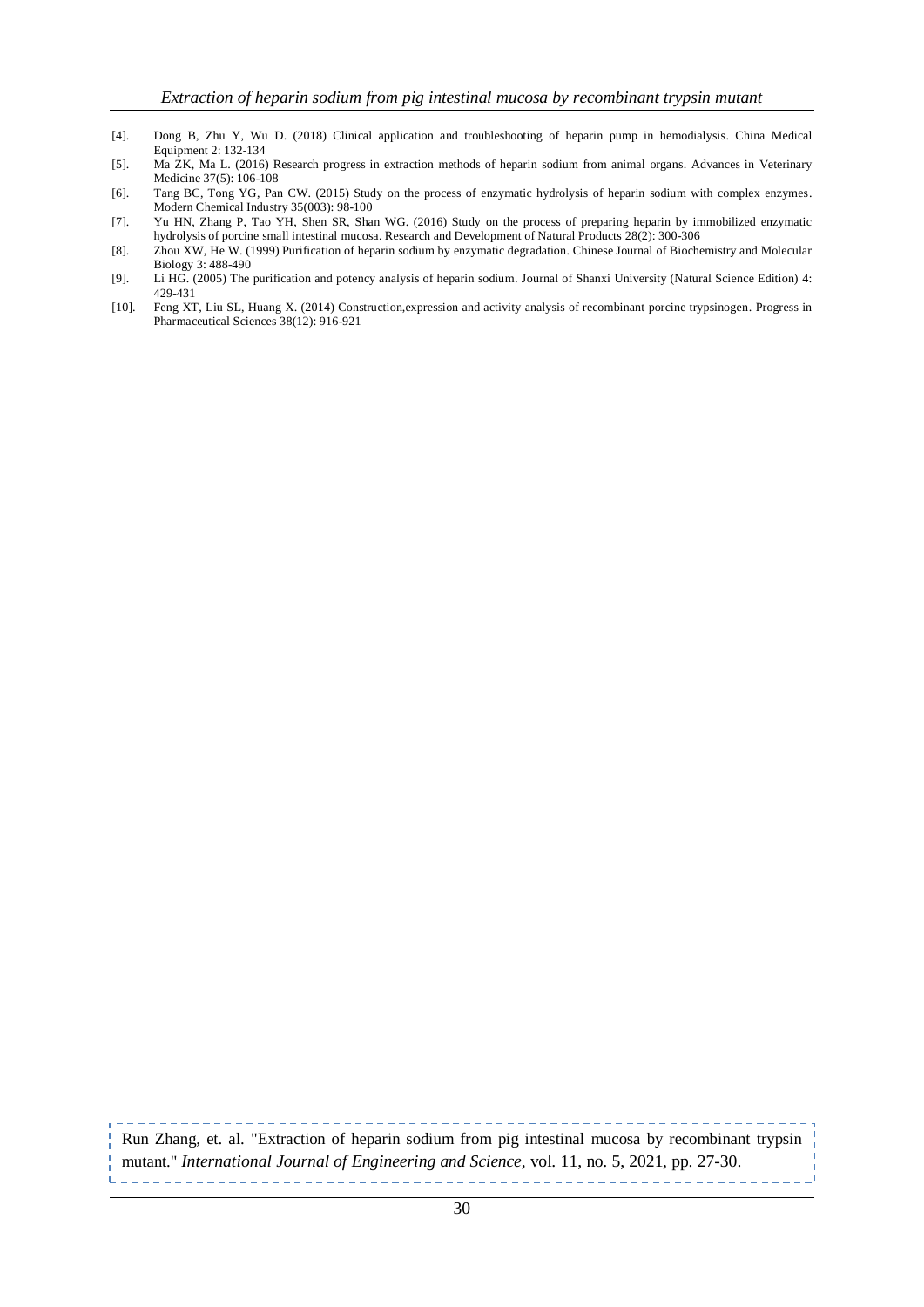[4]. Dong B, Zhu Y, Wu D. (2018) Clinical application and troubleshooting of heparin pump in hemodialysis. China Medical Equipment 2: 132-134

[5]. Ma ZK, Ma L. (2016) Research progress in extraction methods of heparin sodium from animal organs. Advances in Veterinary Medicine 37(5): 106-108

[6]. Tang BC, Tong YG, Pan CW. (2015) Study on the process of enzymatic hydrolysis of heparin sodium with complex enzymes. Modern Chemical Industry 35(003): 98-100

[7]. Yu HN, Zhang P, Tao YH, Shen SR, Shan WG. (2016) Study on the process of preparing heparin by immobilized enzymatic hydrolysis of porcine small intestinal mucosa. Research and Development of Natural Products 28(2): 300-306

[8]. Zhou XW, He W. (1999) Purification of heparin sodium by enzymatic degradation. Chinese Journal of Biochemistry and Molecular Biology 3: 488-490

[9]. Li HG. (2005) The purification and potency analysis of heparin sodium. Journal of Shanxi University (Natural Science Edition) 4: 429-431

[10]. Feng XT, Liu SL, Huang X. (2014) Construction,expression and activity analysis of recombinant porcine trypsinogen. Progress in Pharmaceutical Sciences 38(12): 916-921

Run Zhang, et. al. "Extraction of heparin sodium from pig intestinal mucosa by recombinant trypsin mutant." *International Journal of Engineering and Science*, vol. 11, no. 5, 2021, pp. 27-30.